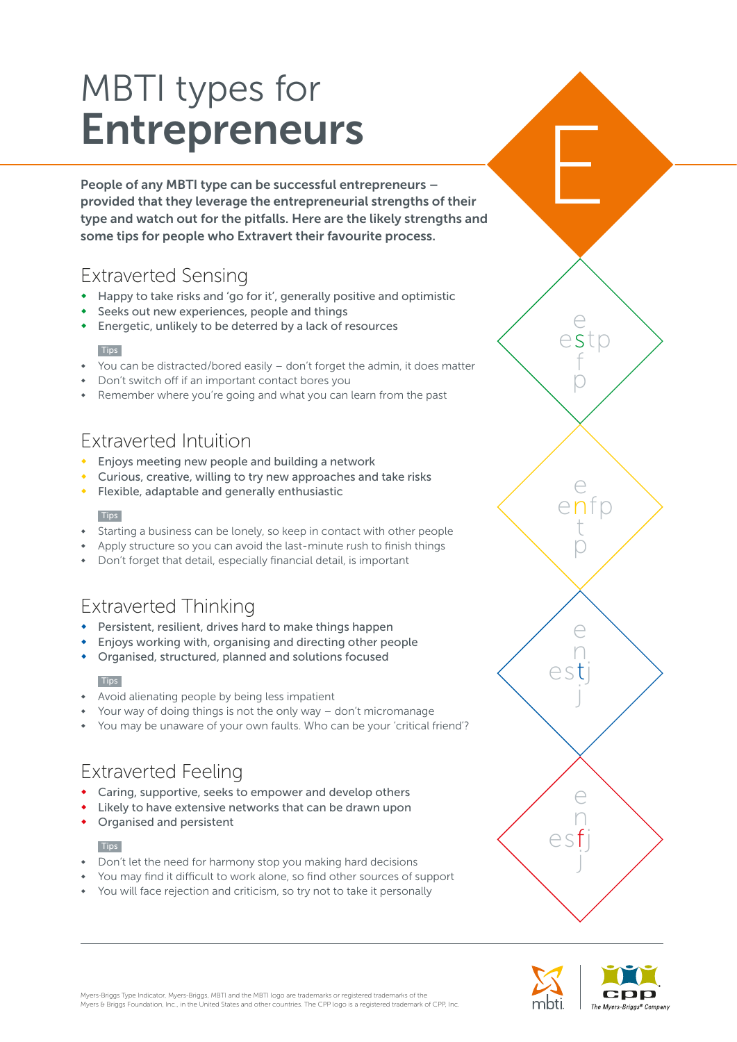# MBTI types for **Entrepreneurs**

**People of any MBTI type can be successful entrepreneurs – provided that they leverage the entrepreneurial strengths of their type and watch out for the pitfalls. Here are the likely strengths and some tips for people who Extravert their favourite process.**

## Extraverted Sensing

- Happy to take risks and 'go for it', generally positive and optimistic
- Seeks out new experiences, people and things
- Energetic, unlikely to be deterred by a lack of resources

Tips

- You can be distracted/bored easily – don't forget the admin, it does matter
- Don't switch off if an important contact bores you
- Remember where you're going and what you can learn from the past

## Extraverted Intuition

- Enjoys meeting new people and building a network
- Curious, creative, willing to try new approaches and take risks
- Flexible, adaptable and generally enthusiastic

Tips

- Starting a business can be lonely, so keep in contact with other people
- Apply structure so you can avoid the last-minute rush to finish things
- Don't forget that detail, especially financial detail, is important

## Extraverted Thinking

- Persistent, resilient, drives hard to make things happen
- Enjoys working with, organising and directing other people
- Organised, structured, planned and solutions focused

Tips

- Avoid alienating people by being less impatient
- Your way of doing things is not the only way – don't micromanage
- You may be unaware of your own faults. Who can be your 'critical friend'?

## Extraverted Feeling

- Caring, supportive, seeks to empower and develop others
- Likely to have extensive networks that can be drawn upon
- Organised and persistent

Tips

- Don't let the need for harmony stop you making hard decisions
- You may find it difficult to work alone, so find other sources of support
- You will face rejection and criticism, so try not to take it personally

E

estp / esfp

enfp / entp

estj / entj

esfj / enfj

Myers-Briggs Type Indicator, Myers-Briggs, MBTI and the MBTI logo are trademarks or registered trademarks of the Myers & Briggs Foundation, Inc., in the United States and other countries. The CPP logo is a registered trademark of CPP, Inc.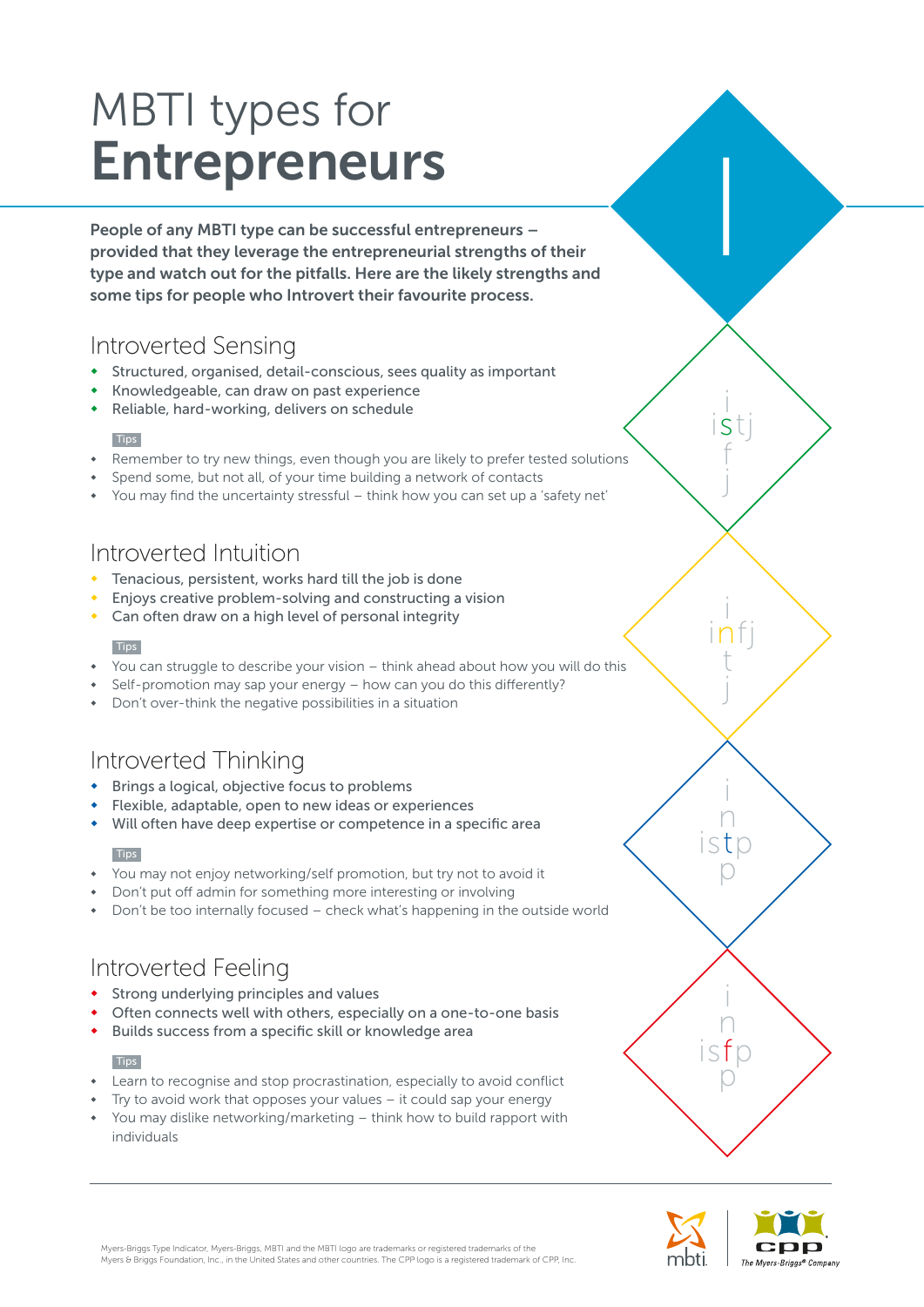# MBTI types for **Entrepreneurs**

**People of any MBTI type can be successful entrepreneurs – provided that they leverage the entrepreneurial strengths of their type and watch out for the pitfalls. Here are the likely strengths and some tips for people who Introvert their favourite process.**

## Introverted Sensing

- Structured, organised, detail-conscious, sees quality as important
- Knowledgeable, can draw on past experience
- Reliable, hard-working, delivers on schedule

Tips

- Remember to try new things, even though you are likely to prefer tested solutions
- Spend some, but not all, of your time building a network of contacts
- You may find the uncertainty stressful – think how you can set up a 'safety net'

## Introverted Intuition

- Tenacious, persistent, works hard till the job is done
- Enjoys creative problem-solving and constructing a vision
- Can often draw on a high level of personal integrity

Tips

- You can struggle to describe your vision – think ahead about how you will do this
- Self-promotion may sap your energy – how can you do this differently?
- Don't over-think the negative possibilities in a situation

## Introverted Thinking

- Brings a logical, objective focus to problems
- Flexible, adaptable, open to new ideas or experiences
- Will often have deep expertise or competence in a specific area

Tips

- You may not enjoy networking/self promotion, but try not to avoid it
- Don't put off admin for something more interesting or involving
- Don't be too internally focused – check what's happening in the outside world

## Introverted Feeling

- Strong underlying principles and values
- Often connects well with others, especially on a one-to-one basis
- Builds success from a specific skill or knowledge area

Tips

- Learn to recognise and stop procrastination, especially to avoid conflict
- Try to avoid work that opposes your values – it could sap your energy
- You may dislike networking/marketing – think how to build rapport with individuals

I

istj / isfj

infj / intj

istp / intp

isfp / infp

Myers-Briggs Type Indicator, Myers-Briggs, MBTI and the MBTI logo are trademarks or registered trademarks of the Myers & Briggs Foundation, Inc., in the United States and other countries. The CPP logo is a registered trademark of CPP, Inc.

mbti. CPP The Myers-Briggs® Company